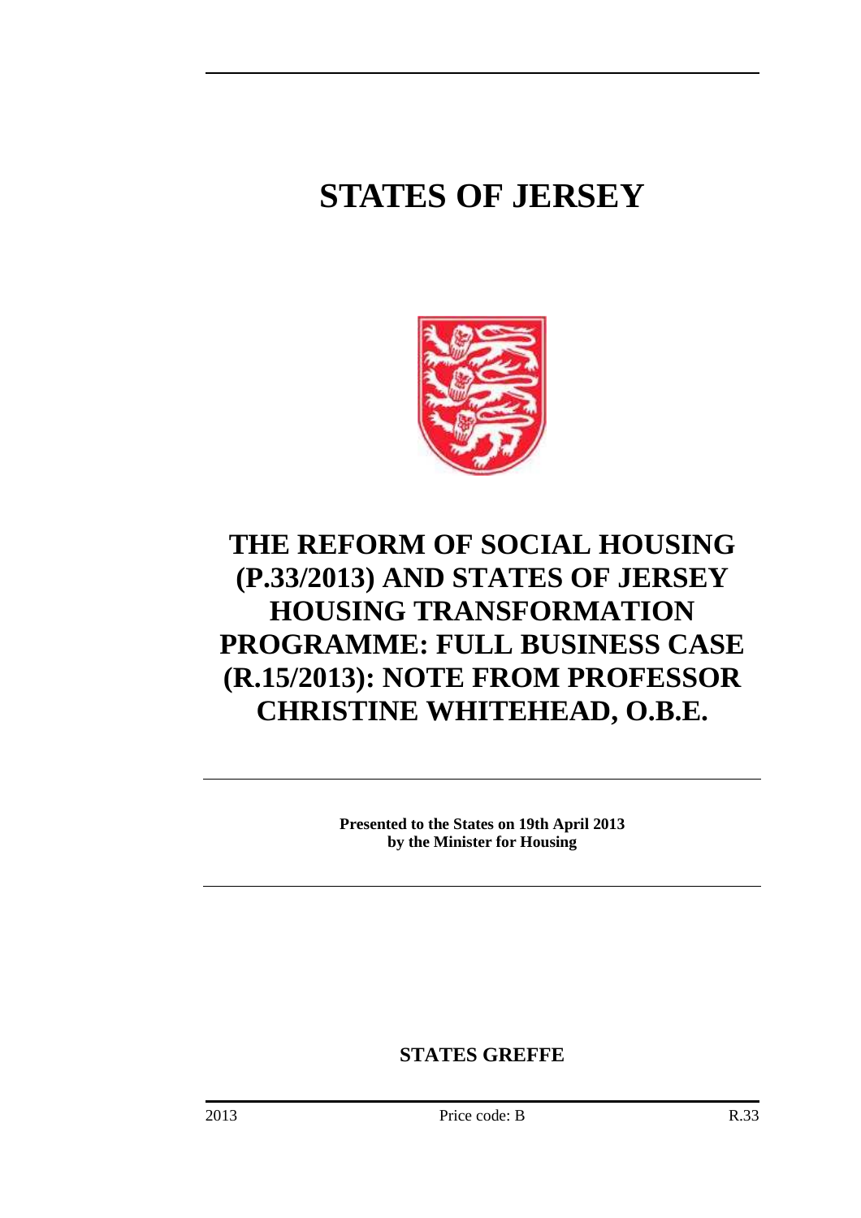# STATES OF JERSEY

# THE REFORM OF SOCIAL HOUSING (P.33/2013) AND STATES OF JERSEY HOUSING TRANSFORMATION PROGRAMME: FULL BUSINESS CASE (R.15/2013): NOTE FROM PROFESSOR CHRISTINE WHITEHEAD, O.B.E.

**Presented to the States on 19th April 2013 by the Minister for Housing**

**STATES GREFFE**

2013 Price code: B R.33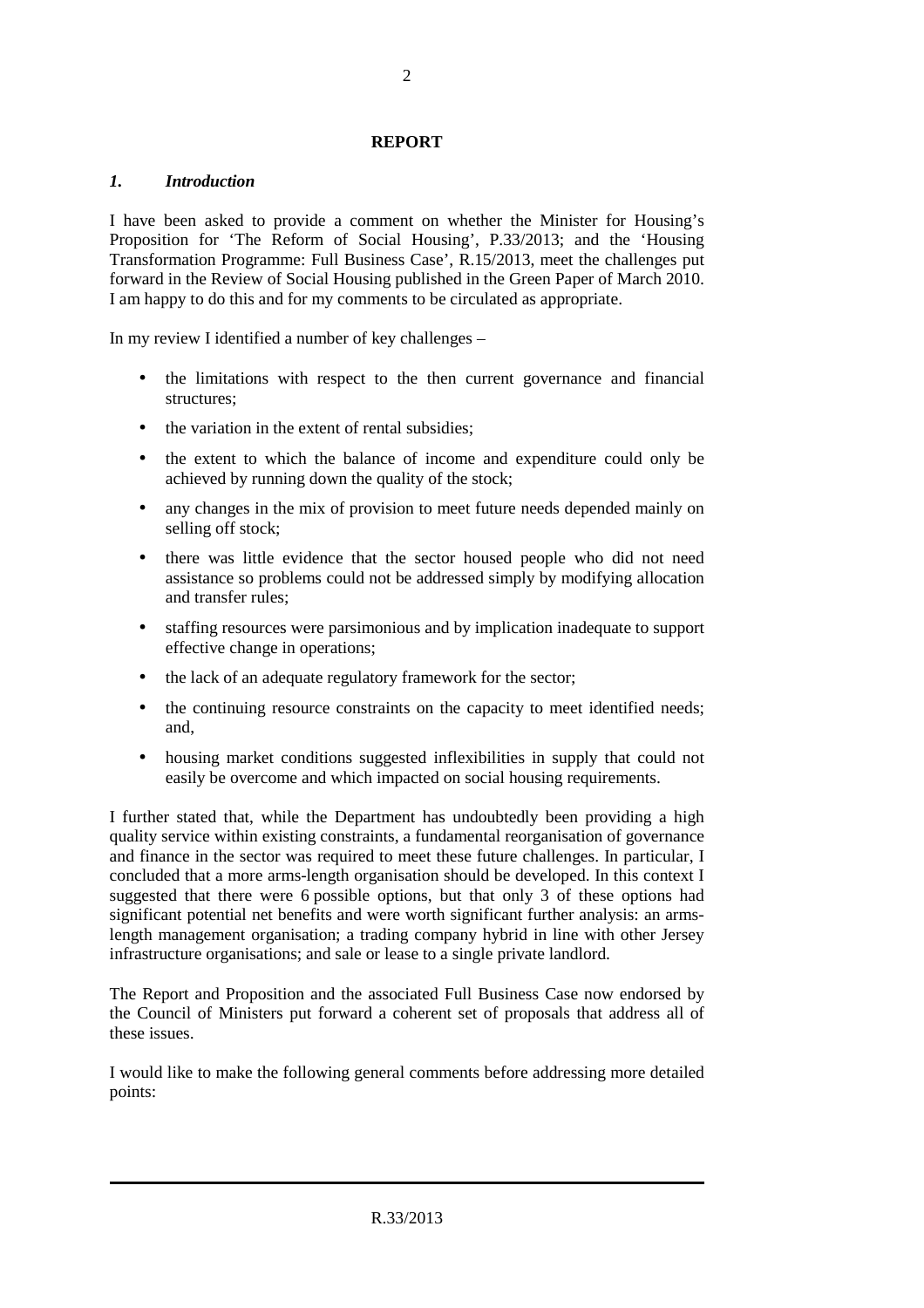**REPORT**

## *1. Introduction*

I have been asked to provide a comment on whether the Minister for Housing's Proposition for 'The Reform of Social Housing', P.33/2013; and the 'Housing Transformation Programme: Full Business Case', R.15/2013, meet the challenges put forward in the Review of Social Housing published in the Green Paper of March 2010. I am happy to do this and for my comments to be circulated as appropriate.

In my review I identified a number of key challenges –

- the limitations with respect to the then current governance and financial structures;
- the variation in the extent of rental subsidies;
- the extent to which the balance of income and expenditure could only be achieved by running down the quality of the stock;
- any changes in the mix of provision to meet future needs depended mainly on selling off stock;
- there was little evidence that the sector housed people who did not need assistance so problems could not be addressed simply by modifying allocation and transfer rules;
- staffing resources were parsimonious and by implication inadequate to support effective change in operations;
- the lack of an adequate regulatory framework for the sector;
- the continuing resource constraints on the capacity to meet identified needs; and,
- housing market conditions suggested inflexibilities in supply that could not easily be overcome and which impacted on social housing requirements.

I further stated that, while the Department has undoubtedly been providing a high quality service within existing constraints, a fundamental reorganisation of governance and finance in the sector was required to meet these future challenges. In particular, I concluded that a more arms-length organisation should be developed. In this context I suggested that there were 6 possible options, but that only 3 of these options had significant potential net benefits and were worth significant further analysis: an arms-length management organisation; a trading company hybrid in line with other Jersey infrastructure organisations; and sale or lease to a single private landlord.

The Report and Proposition and the associated Full Business Case now endorsed by the Council of Ministers put forward a coherent set of proposals that address all of these issues.

I would like to make the following general comments before addressing more detailed points: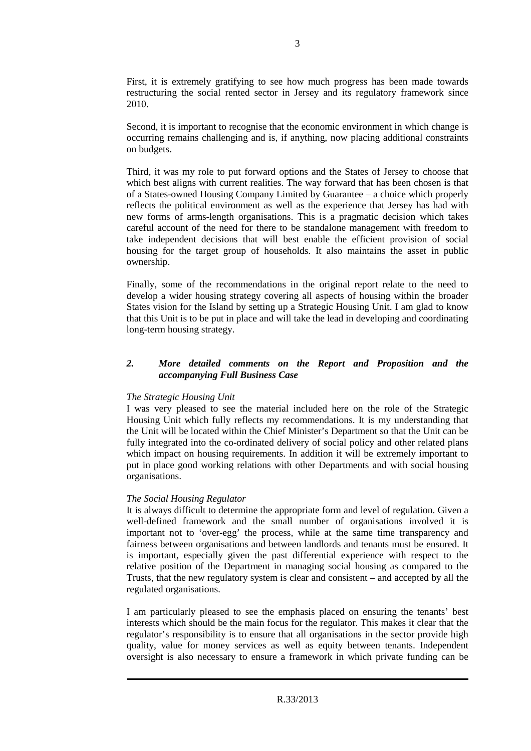First, it is extremely gratifying to see how much progress has been made towards restructuring the social rented sector in Jersey and its regulatory framework since 2010.

Second, it is important to recognise that the economic environment in which change is occurring remains challenging and is, if anything, now placing additional constraints on budgets.

Third, it was my role to put forward options and the States of Jersey to choose that which best aligns with current realities. The way forward that has been chosen is that of a States-owned Housing Company Limited by Guarantee – a choice which properly reflects the political environment as well as the experience that Jersey has had with new forms of arms-length organisations. This is a pragmatic decision which takes careful account of the need for there to be standalone management with freedom to take independent decisions that will best enable the efficient provision of social housing for the target group of households. It also maintains the asset in public ownership.

Finally, some of the recommendations in the original report relate to the need to develop a wider housing strategy covering all aspects of housing within the broader States vision for the Island by setting up a Strategic Housing Unit. I am glad to know that this Unit is to be put in place and will take the lead in developing and coordinating long-term housing strategy.

## *2. More detailed comments on the Report and Proposition and the accompanying Full Business Case*

*The Strategic Housing Unit*

I was very pleased to see the material included here on the role of the Strategic Housing Unit which fully reflects my recommendations. It is my understanding that the Unit will be located within the Chief Minister's Department so that the Unit can be fully integrated into the co-ordinated delivery of social policy and other related plans which impact on housing requirements. In addition it will be extremely important to put in place good working relations with other Departments and with social housing organisations.

*The Social Housing Regulator*

It is always difficult to determine the appropriate form and level of regulation. Given a well-defined framework and the small number of organisations involved it is important not to 'over-egg' the process, while at the same time transparency and fairness between organisations and between landlords and tenants must be ensured. It is important, especially given the past differential experience with respect to the relative position of the Department in managing social housing as compared to the Trusts, that the new regulatory system is clear and consistent – and accepted by all the regulated organisations.

I am particularly pleased to see the emphasis placed on ensuring the tenants' best interests which should be the main focus for the regulator. This makes it clear that the regulator's responsibility is to ensure that all organisations in the sector provide high quality, value for money services as well as equity between tenants. Independent oversight is also necessary to ensure a framework in which private funding can be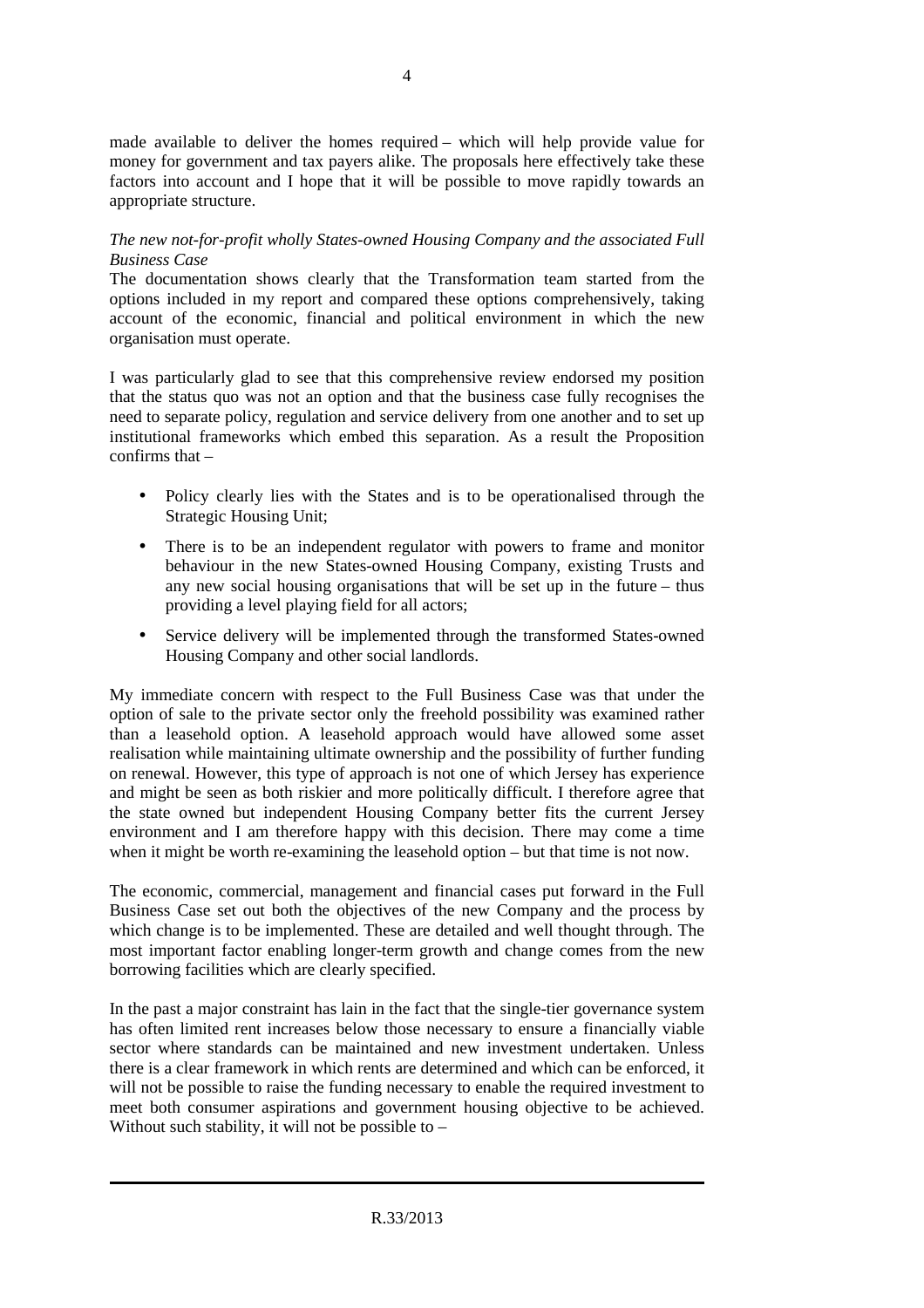made available to deliver the homes required – which will help provide value for money for government and tax payers alike. The proposals here effectively take these factors into account and I hope that it will be possible to move rapidly towards an appropriate structure.

*The new not-for-profit wholly States-owned Housing Company and the associated Full Business Case*

The documentation shows clearly that the Transformation team started from the options included in my report and compared these options comprehensively, taking account of the economic, financial and political environment in which the new organisation must operate.

I was particularly glad to see that this comprehensive review endorsed my position that the status quo was not an option and that the business case fully recognises the need to separate policy, regulation and service delivery from one another and to set up institutional frameworks which embed this separation. As a result the Proposition confirms that –

- Policy clearly lies with the States and is to be operationalised through the Strategic Housing Unit;
- There is to be an independent regulator with powers to frame and monitor behaviour in the new States-owned Housing Company, existing Trusts and any new social housing organisations that will be set up in the future – thus providing a level playing field for all actors;
- Service delivery will be implemented through the transformed States-owned Housing Company and other social landlords.

My immediate concern with respect to the Full Business Case was that under the option of sale to the private sector only the freehold possibility was examined rather than a leasehold option. A leasehold approach would have allowed some asset realisation while maintaining ultimate ownership and the possibility of further funding on renewal. However, this type of approach is not one of which Jersey has experience and might be seen as both riskier and more politically difficult. I therefore agree that the state owned but independent Housing Company better fits the current Jersey environment and I am therefore happy with this decision. There may come a time when it might be worth re-examining the leasehold option – but that time is not now.

The economic, commercial, management and financial cases put forward in the Full Business Case set out both the objectives of the new Company and the process by which change is to be implemented. These are detailed and well thought through. The most important factor enabling longer-term growth and change comes from the new borrowing facilities which are clearly specified.

In the past a major constraint has lain in the fact that the single-tier governance system has often limited rent increases below those necessary to ensure a financially viable sector where standards can be maintained and new investment undertaken. Unless there is a clear framework in which rents are determined and which can be enforced, it will not be possible to raise the funding necessary to enable the required investment to meet both consumer aspirations and government housing objective to be achieved. Without such stability, it will not be possible to –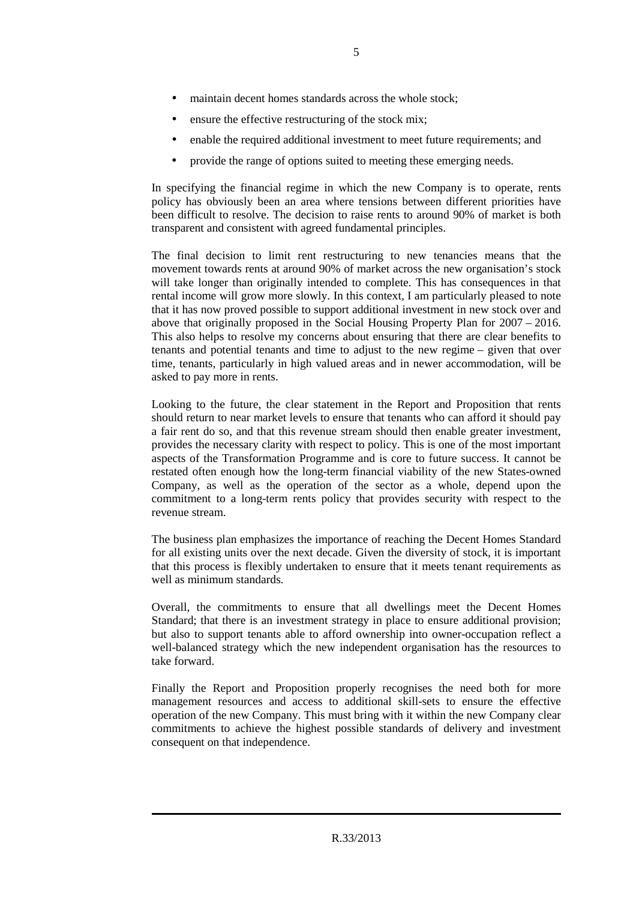- maintain decent homes standards across the whole stock;
- ensure the effective restructuring of the stock mix;
- enable the required additional investment to meet future requirements; and
- provide the range of options suited to meeting these emerging needs.

In specifying the financial regime in which the new Company is to operate, rents policy has obviously been an area where tensions between different priorities have been difficult to resolve. The decision to raise rents to around 90% of market is both transparent and consistent with agreed fundamental principles.

The final decision to limit rent restructuring to new tenancies means that the movement towards rents at around 90% of market across the new organisation's stock will take longer than originally intended to complete. This has consequences in that rental income will grow more slowly. In this context, I am particularly pleased to note that it has now proved possible to support additional investment in new stock over and above that originally proposed in the Social Housing Property Plan for 2007 – 2016. This also helps to resolve my concerns about ensuring that there are clear benefits to tenants and potential tenants and time to adjust to the new regime – given that over time, tenants, particularly in high valued areas and in newer accommodation, will be asked to pay more in rents.

Looking to the future, the clear statement in the Report and Proposition that rents should return to near market levels to ensure that tenants who can afford it should pay a fair rent do so, and that this revenue stream should then enable greater investment, provides the necessary clarity with respect to policy. This is one of the most important aspects of the Transformation Programme and is core to future success. It cannot be restated often enough how the long-term financial viability of the new States-owned Company, as well as the operation of the sector as a whole, depend upon the commitment to a long-term rents policy that provides security with respect to the revenue stream.

The business plan emphasizes the importance of reaching the Decent Homes Standard for all existing units over the next decade. Given the diversity of stock, it is important that this process is flexibly undertaken to ensure that it meets tenant requirements as well as minimum standards.

Overall, the commitments to ensure that all dwellings meet the Decent Homes Standard; that there is an investment strategy in place to ensure additional provision; but also to support tenants able to afford ownership into owner-occupation reflect a well-balanced strategy which the new independent organisation has the resources to take forward.

Finally the Report and Proposition properly recognises the need both for more management resources and access to additional skill-sets to ensure the effective operation of the new Company. This must bring with it within the new Company clear commitments to achieve the highest possible standards of delivery and investment consequent on that independence.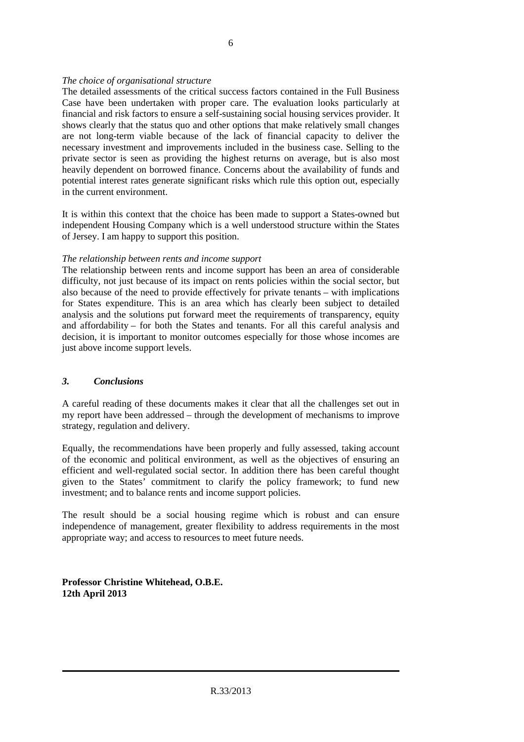*The choice of organisational structure*

The detailed assessments of the critical success factors contained in the Full Business Case have been undertaken with proper care. The evaluation looks particularly at financial and risk factors to ensure a self-sustaining social housing services provider. It shows clearly that the status quo and other options that make relatively small changes are not long-term viable because of the lack of financial capacity to deliver the necessary investment and improvements included in the business case. Selling to the private sector is seen as providing the highest returns on average, but is also most heavily dependent on borrowed finance. Concerns about the availability of funds and potential interest rates generate significant risks which rule this option out, especially in the current environment.

It is within this context that the choice has been made to support a States-owned but independent Housing Company which is a well understood structure within the States of Jersey. I am happy to support this position.

*The relationship between rents and income support*

The relationship between rents and income support has been an area of considerable difficulty, not just because of its impact on rents policies within the social sector, but also because of the need to provide effectively for private tenants – with implications for States expenditure. This is an area which has clearly been subject to detailed analysis and the solutions put forward meet the requirements of transparency, equity and affordability – for both the States and tenants. For all this careful analysis and decision, it is important to monitor outcomes especially for those whose incomes are just above income support levels.

## *3. Conclusions*

A careful reading of these documents makes it clear that all the challenges set out in my report have been addressed – through the development of mechanisms to improve strategy, regulation and delivery.

Equally, the recommendations have been properly and fully assessed, taking account of the economic and political environment, as well as the objectives of ensuring an efficient and well-regulated social sector. In addition there has been careful thought given to the States' commitment to clarify the policy framework; to fund new investment; and to balance rents and income support policies.

The result should be a social housing regime which is robust and can ensure independence of management, greater flexibility to address requirements in the most appropriate way; and access to resources to meet future needs.

**Professor Christine Whitehead, O.B.E.**
**12th April 2013**